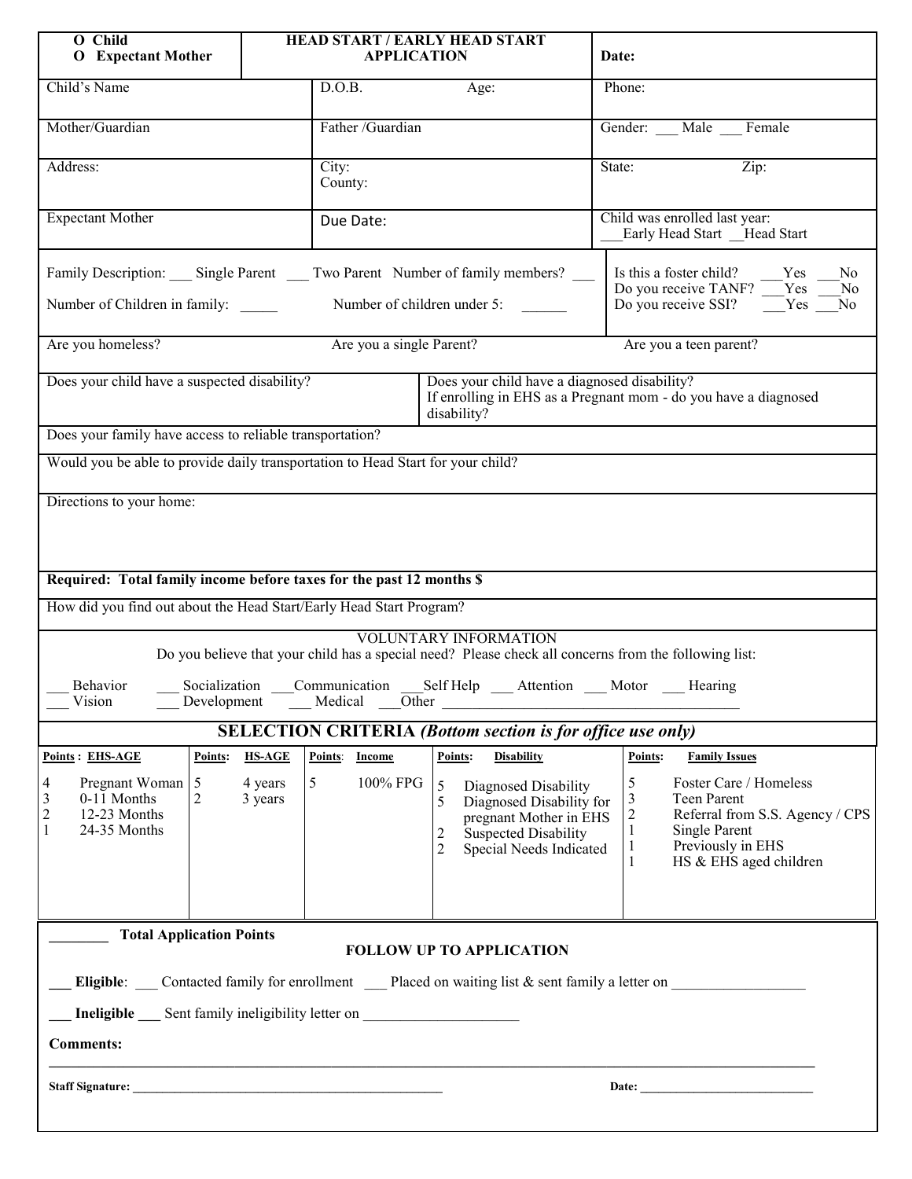| O Child<br>O Expectant Mother | **HEAD START / EARLY HEAD START APPLICATION** | **Date:** |
|---|---|---|
| Child's Name | D.O.B. Age: | Phone: |
| Mother/Guardian | Father /Guardian | Gender: ___ Male ___ Female |
| Address: | City:<br>County: | State: Zip: |
| Expectant Mother | Due Date: | Child was enrolled last year:<br>___Early Head Start __Head Start |

Family Description: ___ Single Parent ___ Two Parent Number of family members? ___

Number of Children in family: _____ Number of children under 5: ______

Is this a foster child? ___Yes ___No
Do you receive TANF? ___Yes ___No
Do you receive SSI? ___Yes ___No

Are you homeless? Are you a single Parent? Are you a teen parent?

Does your child have a suspected disability?

Does your child have a diagnosed disability?
If enrolling in EHS as a Pregnant mom - do you have a diagnosed disability?

Does your family have access to reliable transportation?

Would you be able to provide daily transportation to Head Start for your child?

Directions to your home:

**Required: Total family income before taxes for the past 12 months $**

How did you find out about the Head Start/Early Head Start Program?

VOLUNTARY INFORMATION
Do you believe that your child has a special need? Please check all concerns from the following list:

___ Behavior ___ Socialization ___Communication ___Self Help ___ Attention ___ Motor ___ Hearing
___ Vision ___ Development ___ Medical ___Other ________________________________________

## SELECTION CRITERIA *(Bottom section is for office use only)*

| Points: | EHS-AGE | Points: | HS-AGE | Points: | Income | Points: | Disability | Points: | Family Issues |
|---|---|---|---|---|---|---|---|---|---|
| 4 | Pregnant Woman | 5 | 4 years | 5 | 100% FPG | 5 | Diagnosed Disability | 5 | Foster Care / Homeless |
| 3 | 0-11 Months | 2 | 3 years | | | 5 | Diagnosed Disability for pregnant Mother in EHS | 3 | Teen Parent |
| 2 | 12-23 Months | | | | | 2 | Suspected Disability | 2 | Referral from S.S. Agency / CPS |
| 1 | 24-35 Months | | | | | 2 | Special Needs Indicated | 1 | Single Parent |
| | | | | | | | | 1 | Previously in EHS |
| | | | | | | | | 1 | HS & EHS aged children |

**________ Total Application Points**

**FOLLOW UP TO APPLICATION**

**___ Eligible**: ___ Contacted family for enrollment ___ Placed on waiting list & sent family a letter on _________________

**___ Ineligible ___** Sent family ineligibility letter on ____________________

**Comments:**

______________________________________________________________________________________________

**Staff Signature:** ____________________________________________ **Date:** ___________________________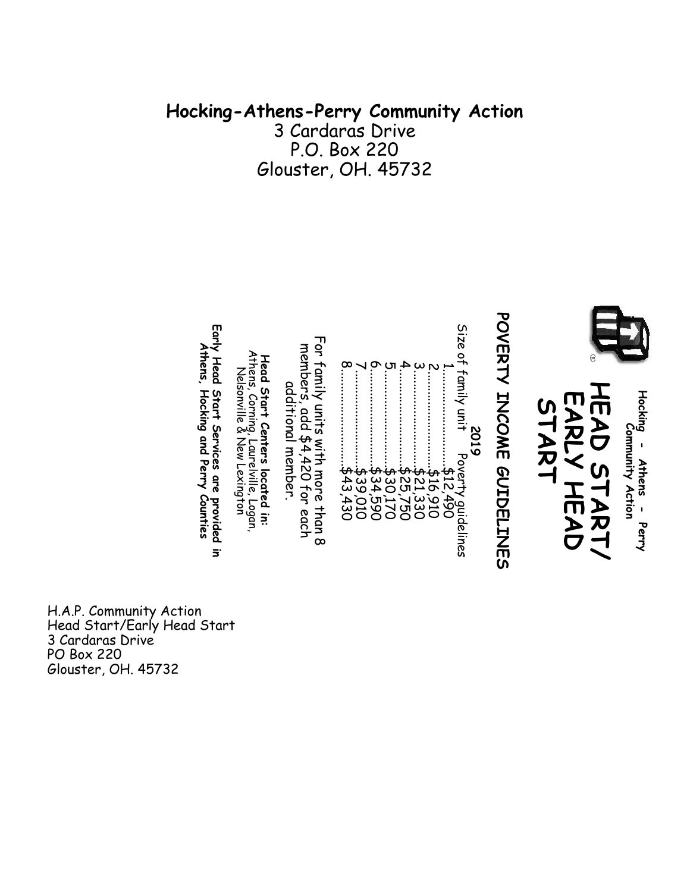**Hocking-Athens-Perry Community Action**
3 Cardaras Drive
P.O. Box 220
Glouster, OH. 45732

Hocking - Athens - Perry
Community Action

# HEAD START/ EARLY HEAD START

## POVERTY INCOME GUIDELINES

**2019**

| Size of family unit | Poverty guidelines |
|---|---|
| 1 | $12,490 |
| 2 | $16,910 |
| 3 | $21,330 |
| 4 | $25,750 |
| 5 | $30,170 |
| 6 | $34,590 |
| 7 | $39,010 |
| 8 | $43,430 |

For family units with more than 8 members, add $4,420 for each additional member.

**Head Start Centers located in:**
Athens, Corning, Laurelville, Logan, Nelsonville & New Lexington

**Early Head Start Services are provided in Athens, Hocking and Perry Counties**

H.A.P. Community Action
Head Start/Early Head Start
3 Cardaras Drive
PO Box 220
Glouster, OH. 45732